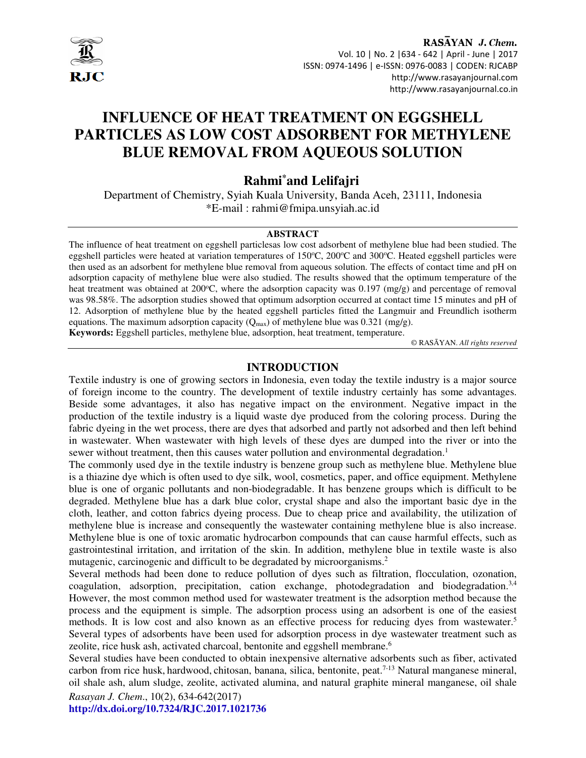# INFLUENCE OF HEAT TREATMENT ON EGGSHELL PARTICLES AS LOW COST ADSORBENT FOR METHYLENE BLUE REMOVAL FROM AQUEOUS SOLUTION

## Rahmi* and Lelifajri

Department of Chemistry, Syiah Kuala University, Banda Aceh, 23111, Indonesia
*E-mail : rahmi@fmipa.unsyiah.ac.id

### ABSTRACT

The influence of heat treatment on eggshell particlesas low cost adsorbent of methylene blue had been studied. The eggshell particles were heated at variation temperatures of 150ºC, 200ºC and 300ºC. Heated eggshell particles were then used as an adsorbent for methylene blue removal from aqueous solution. The effects of contact time and pH on adsorption capacity of methylene blue were also studied. The results showed that the optimum temperature of the heat treatment was obtained at 200ºC, where the adsorption capacity was 0.197 (mg/g) and percentage of removal was 98.58%. The adsorption studies showed that optimum adsorption occurred at contact time 15 minutes and pH of 12. Adsorption of methylene blue by the heated eggshell particles fitted the Langmuir and Freundlich isotherm equations. The maximum adsorption capacity ($Q_{max}$) of methylene blue was 0.321 (mg/g).

**Keywords:** Eggshell particles, methylene blue, adsorption, heat treatment, temperature.

© RASĀYAN. *All rights reserved*

## INTRODUCTION

Textile industry is one of growing sectors in Indonesia, even today the textile industry is a major source of foreign income to the country. The development of textile industry certainly has some advantages. Beside some advantages, it also has negative impact on the environment. Negative impact in the production of the textile industry is a liquid waste dye produced from the coloring process. During the fabric dyeing in the wet process, there are dyes that adsorbed and partly not adsorbed and then left behind in wastewater. When wastewater with high levels of these dyes are dumped into the river or into the sewer without treatment, then this causes water pollution and environmental degradation.[1]

The commonly used dye in the textile industry is benzene group such as methylene blue. Methylene blue is a thiazine dye which is often used to dye silk, wool, cosmetics, paper, and office equipment. Methylene blue is one of organic pollutants and non-biodegradable. It has benzene groups which is difficult to be degraded. Methylene blue has a dark blue color, crystal shape and also the important basic dye in the cloth, leather, and cotton fabrics dyeing process. Due to cheap price and availability, the utilization of methylene blue is increase and consequently the wastewater containing methylene blue is also increase. Methylene blue is one of toxic aromatic hydrocarbon compounds that can cause harmful effects, such as gastrointestinal irritation, and irritation of the skin. In addition, methylene blue in textile waste is also mutagenic, carcinogenic and difficult to be degradated by microorganisms.[2]

Several methods had been done to reduce pollution of dyes such as filtration, flocculation, ozonation, coagulation, adsorption, precipitation, cation exchange, photodegradation and biodegradation.[3,4] However, the most common method used for wastewater treatment is the adsorption method because the process and the equipment is simple. The adsorption process using an adsorbent is one of the easiest methods. It is low cost and also known as an effective process for reducing dyes from wastewater.[5] Several types of adsorbents have been used for adsorption process in dye wastewater treatment such as zeolite, rice husk ash, activated charcoal, bentonite and eggshell membrane.[6]

Several studies have been conducted to obtain inexpensive alternative adsorbents such as fiber, activated carbon from rice husk, hardwood, chitosan, banana, silica, bentonite, peat.[7-13] Natural manganese mineral, oil shale ash, alum sludge, zeolite, activated alumina, and natural graphite mineral manganese, oil shale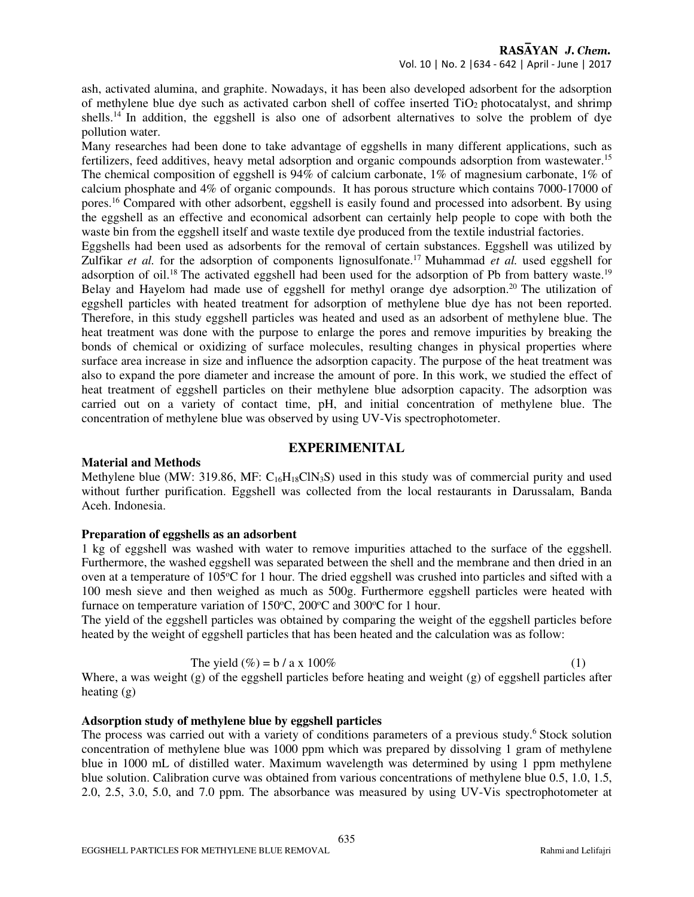ash, activated alumina, and graphite. Nowadays, it has been also developed adsorbent for the adsorption of methylene blue dye such as activated carbon shell of coffee inserted $TiO_2$ photocatalyst, and shrimp shells.[14] In addition, the eggshell is also one of adsorbent alternatives to solve the problem of dye pollution water.

Many researches had been done to take advantage of eggshells in many different applications, such as fertilizers, feed additives, heavy metal adsorption and organic compounds adsorption from wastewater.[15] The chemical composition of eggshell is 94% of calcium carbonate, 1% of magnesium carbonate, 1% of calcium phosphate and 4% of organic compounds. It has porous structure which contains 7000-17000 of pores.[16] Compared with other adsorbent, eggshell is easily found and processed into adsorbent. By using the eggshell as an effective and economical adsorbent can certainly help people to cope with both the waste bin from the eggshell itself and waste textile dye produced from the textile industrial factories.

Eggshells had been used as adsorbents for the removal of certain substances. Eggshell was utilized by Zulfikar *et al.* for the adsorption of components lignosulfonate.[17] Muhammad *et al.* used eggshell for adsorption of oil.[18] The activated eggshell had been used for the adsorption of Pb from battery waste.[19] Belay and Hayelom had made use of eggshell for methyl orange dye adsorption.[20] The utilization of eggshell particles with heated treatment for adsorption of methylene blue dye has not been reported. Therefore, in this study eggshell particles was heated and used as an adsorbent of methylene blue. The heat treatment was done with the purpose to enlarge the pores and remove impurities by breaking the bonds of chemical or oxidizing of surface molecules, resulting changes in physical properties where surface area increase in size and influence the adsorption capacity. The purpose of the heat treatment was also to expand the pore diameter and increase the amount of pore. In this work, we studied the effect of heat treatment of eggshell particles on their methylene blue adsorption capacity. The adsorption was carried out on a variety of contact time, pH, and initial concentration of methylene blue. The concentration of methylene blue was observed by using UV-Vis spectrophotometer.

## EXPERIMENITAL

### Material and Methods

Methylene blue (MW: 319.86, MF: $C_{16}H_{18}ClN_3S$) used in this study was of commercial purity and used without further purification. Eggshell was collected from the local restaurants in Darussalam, Banda Aceh. Indonesia.

### Preparation of eggshells as an adsorbent

1 kg of eggshell was washed with water to remove impurities attached to the surface of the eggshell. Furthermore, the washed eggshell was separated between the shell and the membrane and then dried in an oven at a temperature of 105°C for 1 hour. The dried eggshell was crushed into particles and sifted with a 100 mesh sieve and then weighed as much as 500g. Furthermore eggshell particles were heated with furnace on temperature variation of 150°C, 200°C and 300°C for 1 hour.

The yield of the eggshell particles was obtained by comparing the weight of the eggshell particles before heated by the weight of eggshell particles that has been heated and the calculation was as follow:

$$\text{The yield } (\%) = b / a \times 100\% \tag{1}$$

Where, a was weight (g) of the eggshell particles before heating and weight (g) of eggshell particles after heating (g)

### Adsorption study of methylene blue by eggshell particles

The process was carried out with a variety of conditions parameters of a previous study.[6] Stock solution concentration of methylene blue was 1000 ppm which was prepared by dissolving 1 gram of methylene blue in 1000 mL of distilled water. Maximum wavelength was determined by using 1 ppm methylene blue solution. Calibration curve was obtained from various concentrations of methylene blue 0.5, 1.0, 1.5, 2.0, 2.5, 3.0, 5.0, and 7.0 ppm. The absorbance was measured by using UV-Vis spectrophotometer at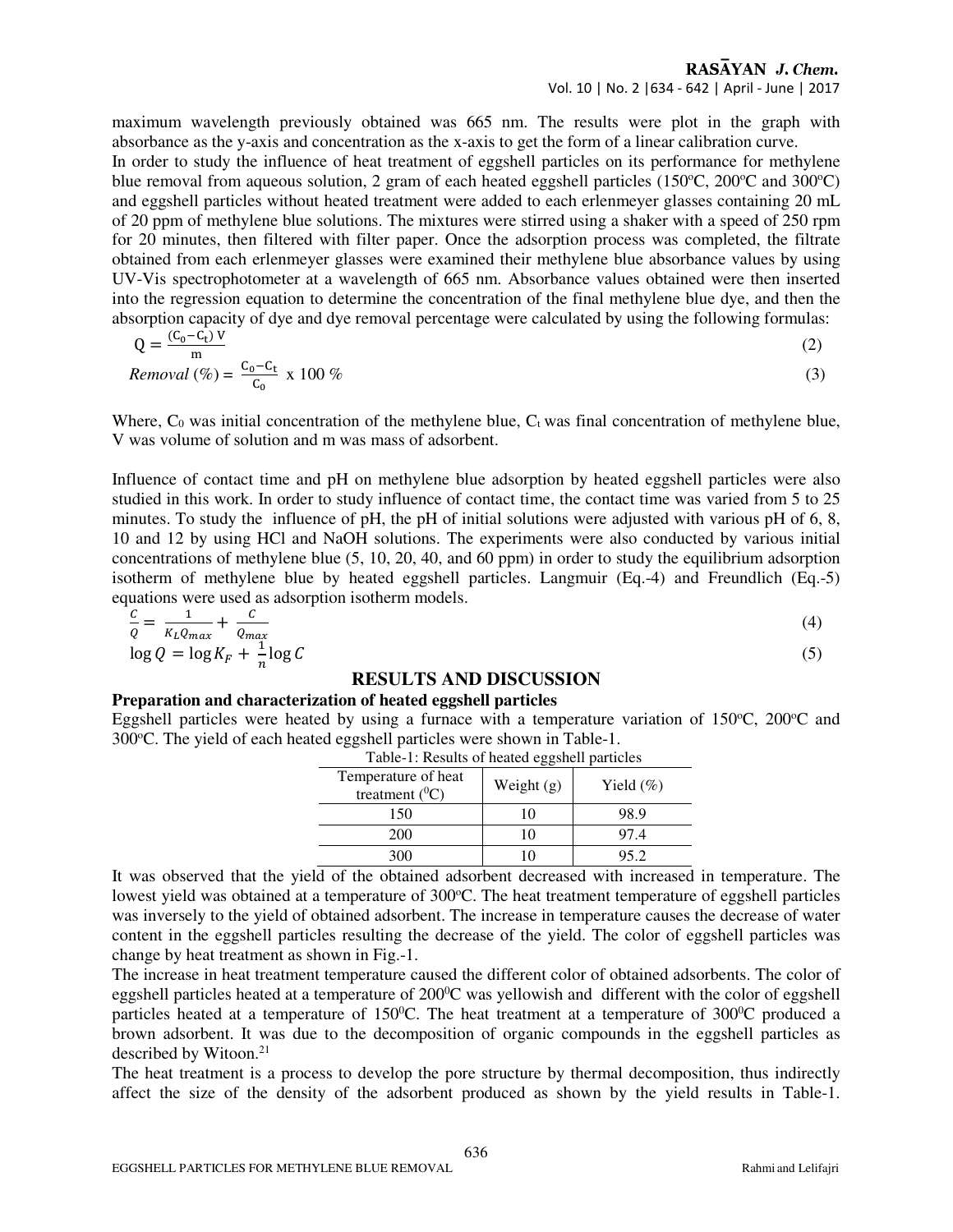maximum wavelength previously obtained was 665 nm. The results were plot in the graph with absorbance as the y-axis and concentration as the x-axis to get the form of a linear calibration curve.

In order to study the influence of heat treatment of eggshell particles on its performance for methylene blue removal from aqueous solution, 2 gram of each heated eggshell particles (150ºC, 200ºC and 300ºC) and eggshell particles without heated treatment were added to each erlenmeyer glasses containing 20 mL of 20 ppm of methylene blue solutions. The mixtures were stirred using a shaker with a speed of 250 rpm for 20 minutes, then filtered with filter paper. Once the adsorption process was completed, the filtrate obtained from each erlenmeyer glasses were examined their methylene blue absorbance values by using UV-Vis spectrophotometer at a wavelength of 665 nm. Absorbance values obtained were then inserted into the regression equation to determine the concentration of the final methylene blue dye, and then the absorption capacity of dye and dye removal percentage were calculated by using the following formulas:

$$Q = \frac{(C_0 - C_t)\,V}{m} \tag{2}$$

$$Removal\ (\%) = \frac{C_0 - C_t}{C_0} \times 100\ \% \tag{3}$$

Where, $C_0$ was initial concentration of the methylene blue, $C_t$ was final concentration of methylene blue, V was volume of solution and m was mass of adsorbent.

Influence of contact time and pH on methylene blue adsorption by heated eggshell particles were also studied in this work. In order to study influence of contact time, the contact time was varied from 5 to 25 minutes. To study the influence of pH, the pH of initial solutions were adjusted with various pH of 6, 8, 10 and 12 by using HCl and NaOH solutions. The experiments were also conducted by various initial concentrations of methylene blue (5, 10, 20, 40, and 60 ppm) in order to study the equilibrium adsorption isotherm of methylene blue by heated eggshell particles. Langmuir (Eq.-4) and Freundlich (Eq.-5) equations were used as adsorption isotherm models.

$$\frac{C}{Q} = \frac{1}{K_L Q_{max}} + \frac{C}{Q_{max}} \tag{4}$$

$$\log Q = \log K_F + \frac{1}{n} \log C \tag{5}$$

## RESULTS AND DISCUSSION

**Preparation and characterization of heated eggshell particles**

Eggshell particles were heated by using a furnace with a temperature variation of 150ºC, 200ºC and 300ºC. The yield of each heated eggshell particles were shown in Table-1.

Table-1: Results of heated eggshell particles

| Temperature of heat treatment (ºC) | Weight (g) | Yield (%) |
|---|---|---|
| 150 | 10 | 98.9 |
| 200 | 10 | 97.4 |
| 300 | 10 | 95.2 |

It was observed that the yield of the obtained adsorbent decreased with increased in temperature. The lowest yield was obtained at a temperature of 300ºC. The heat treatment temperature of eggshell particles was inversely to the yield of obtained adsorbent. The increase in temperature causes the decrease of water content in the eggshell particles resulting the decrease of the yield. The color of eggshell particles was change by heat treatment as shown in Fig.-1.

The increase in heat treatment temperature caused the different color of obtained adsorbents. The color of eggshell particles heated at a temperature of 200ºC was yellowish and different with the color of eggshell particles heated at a temperature of 150ºC. The heat treatment at a temperature of 300ºC produced a brown adsorbent. It was due to the decomposition of organic compounds in the eggshell particles as described by Witoon.[21]

The heat treatment is a process to develop the pore structure by thermal decomposition, thus indirectly affect the size of the density of the adsorbent produced as shown by the yield results in Table-1.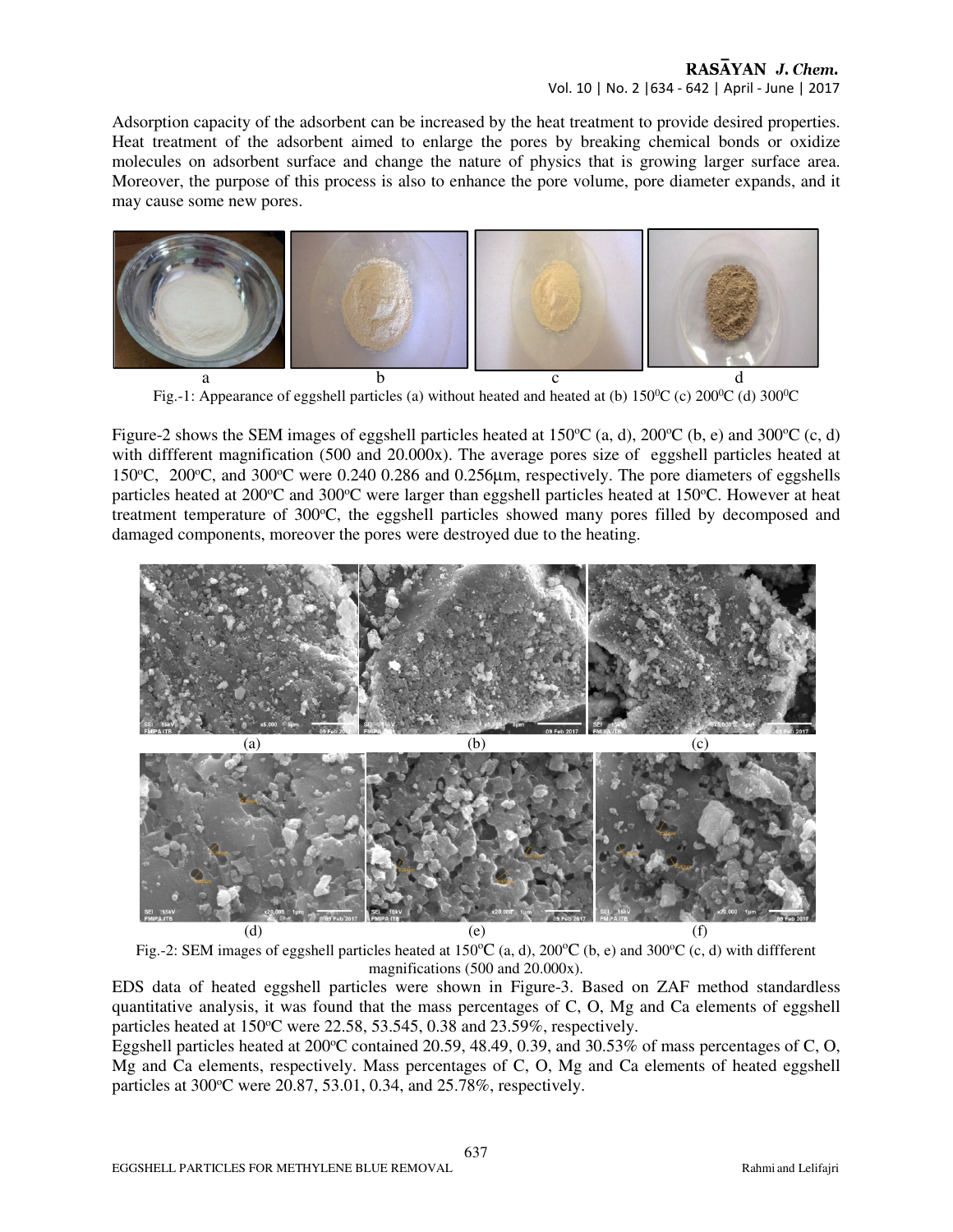Adsorption capacity of the adsorbent can be increased by the heat treatment to provide desired properties. Heat treatment of the adsorbent aimed to enlarge the pores by breaking chemical bonds or oxidize molecules on adsorbent surface and change the nature of physics that is growing larger surface area. Moreover, the purpose of this process is also to enhance the pore volume, pore diameter expands, and it may cause some new pores.

Fig.-1: Appearance of eggshell particles (a) without heated and heated at (b) 150$^0$C (c) 200$^0$C (d) 300$^0$C

Figure-2 shows the SEM images of eggshell particles heated at 150$^o$C (a, d), 200$^o$C (b, e) and 300$^o$C (c, d) with diffferent magnification (500 and 20.000x). The average pores size of eggshell particles heated at 150$^o$C, 200$^o$C, and 300$^o$C were 0.240 0.286 and 0.256μm, respectively. The pore diameters of eggshells particles heated at 200$^o$C and 300$^o$C were larger than eggshell particles heated at 150$^o$C. However at heat treatment temperature of 300$^o$C, the eggshell particles showed many pores filled by decomposed and damaged components, moreover the pores were destroyed due to the heating.

Fig.-2: SEM images of eggshell particles heated at 150$^o$C (a, d), 200$^o$C (b, e) and 300$^o$C (c, d) with diffferent magnifications (500 and 20.000x).

EDS data of heated eggshell particles were shown in Figure-3. Based on ZAF method standardless quantitative analysis, it was found that the mass percentages of C, O, Mg and Ca elements of eggshell particles heated at 150$^o$C were 22.58, 53.545, 0.38 and 23.59%, respectively.

Eggshell particles heated at 200$^o$C contained 20.59, 48.49, 0.39, and 30.53% of mass percentages of C, O, Mg and Ca elements, respectively. Mass percentages of C, O, Mg and Ca elements of heated eggshell particles at 300$^o$C were 20.87, 53.01, 0.34, and 25.78%, respectively.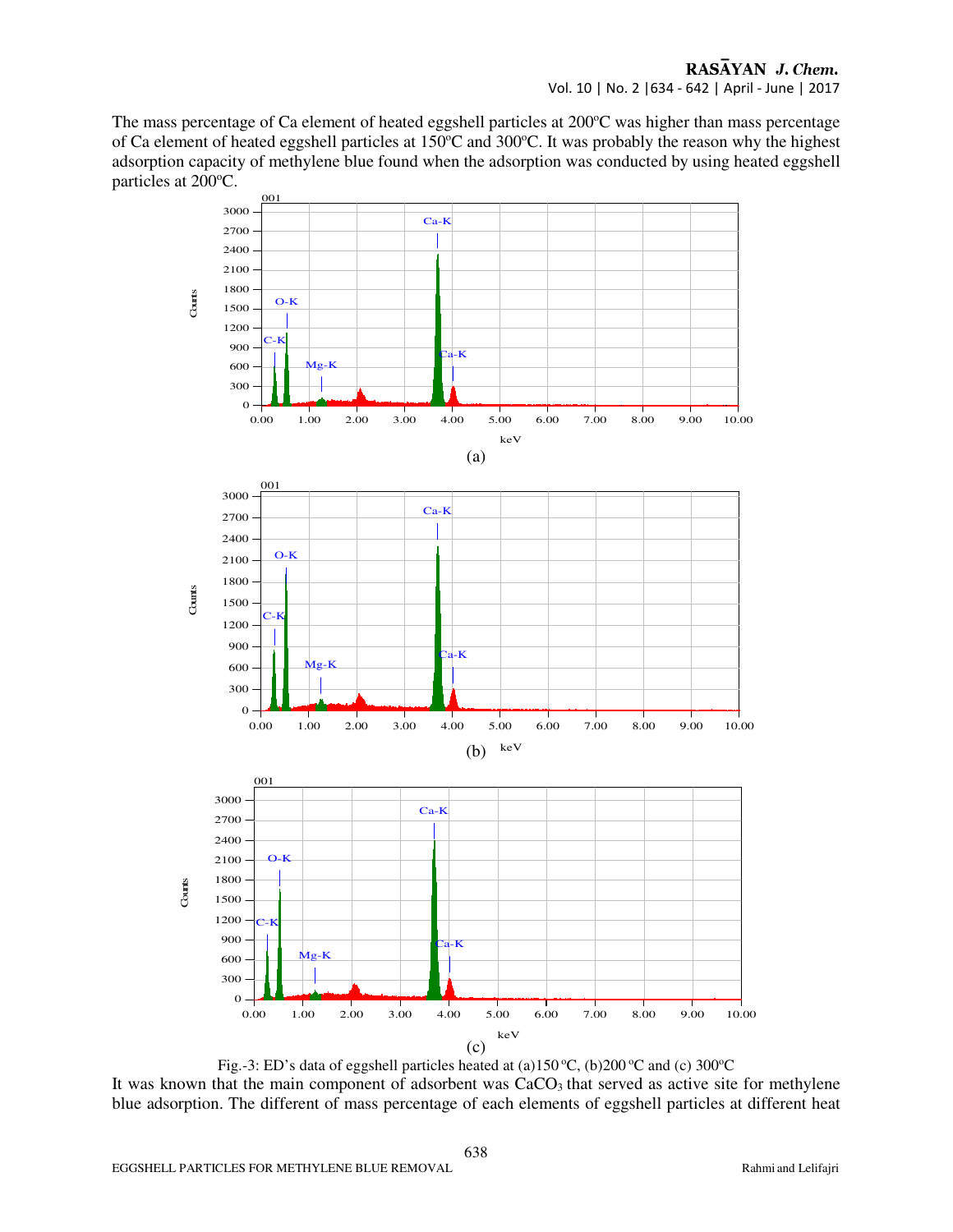The mass percentage of Ca element of heated eggshell particles at 200ºC was higher than mass percentage of Ca element of heated eggshell particles at 150ºC and 300ºC. It was probably the reason why the highest adsorption capacity of methylene blue found when the adsorption was conducted by using heated eggshell particles at 200ºC.

(a)

(b)

(c)

Fig.-3: ED's data of eggshell particles heated at (a)150 ºC, (b)200 ºC and (c) 300ºC

It was known that the main component of adsorbent was $CaCO_3$ that served as active site for methylene blue adsorption. The different of mass percentage of each elements of eggshell particles at different heat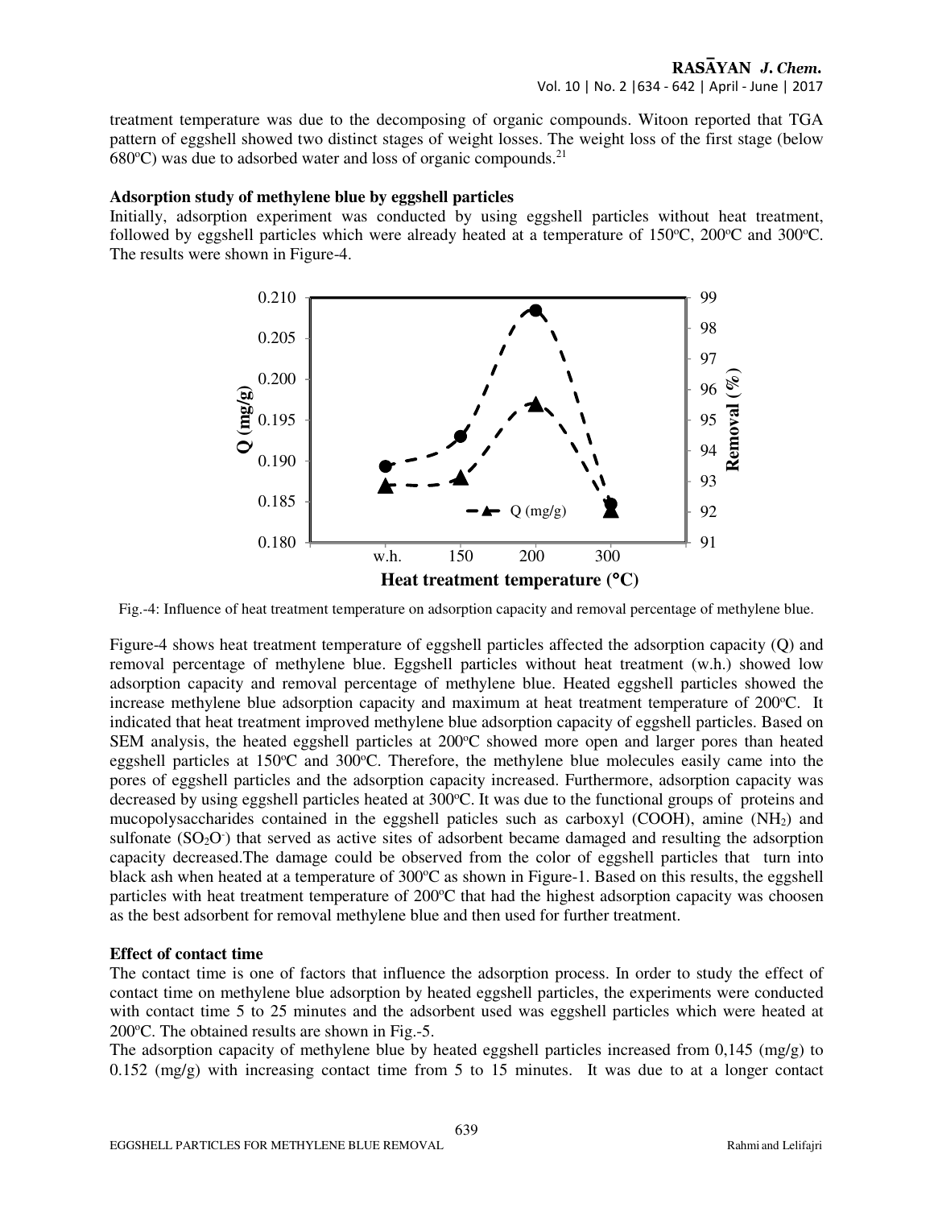treatment temperature was due to the decomposing of organic compounds. Witoon reported that TGA pattern of eggshell showed two distinct stages of weight losses. The weight loss of the first stage (below 680°C) was due to adsorbed water and loss of organic compounds.[21]

### Adsorption study of methylene blue by eggshell particles

Initially, adsorption experiment was conducted by using eggshell particles without heat treatment, followed by eggshell particles which were already heated at a temperature of 150°C, 200°C and 300°C. The results were shown in Figure-4.

Fig.-4: Influence of heat treatment temperature on adsorption capacity and removal percentage of methylene blue.

Figure-4 shows heat treatment temperature of eggshell particles affected the adsorption capacity (Q) and removal percentage of methylene blue. Eggshell particles without heat treatment (w.h.) showed low adsorption capacity and removal percentage of methylene blue. Heated eggshell particles showed the increase methylene blue adsorption capacity and maximum at heat treatment temperature of 200°C. It indicated that heat treatment improved methylene blue adsorption capacity of eggshell particles. Based on SEM analysis, the heated eggshell particles at 200°C showed more open and larger pores than heated eggshell particles at 150°C and 300°C. Therefore, the methylene blue molecules easily came into the pores of eggshell particles and the adsorption capacity increased. Furthermore, adsorption capacity was decreased by using eggshell particles heated at 300°C. It was due to the functional groups of proteins and mucopolysaccharides contained in the eggshell paticles such as carboxyl (COOH), amine ($NH_2$) and sulfonate ($SO_2O^-$) that served as active sites of adsorbent became damaged and resulting the adsorption capacity decreased.The damage could be observed from the color of eggshell particles that turn into black ash when heated at a temperature of 300°C as shown in Figure-1. Based on this results, the eggshell particles with heat treatment temperature of 200°C that had the highest adsorption capacity was choosen as the best adsorbent for removal methylene blue and then used for further treatment.

### Effect of contact time

The contact time is one of factors that influence the adsorption process. In order to study the effect of contact time on methylene blue adsorption by heated eggshell particles, the experiments were conducted with contact time 5 to 25 minutes and the adsorbent used was eggshell particles which were heated at 200°C. The obtained results are shown in Fig.-5.

The adsorption capacity of methylene blue by heated eggshell particles increased from 0,145 (mg/g) to 0.152 (mg/g) with increasing contact time from 5 to 15 minutes. It was due to at a longer contact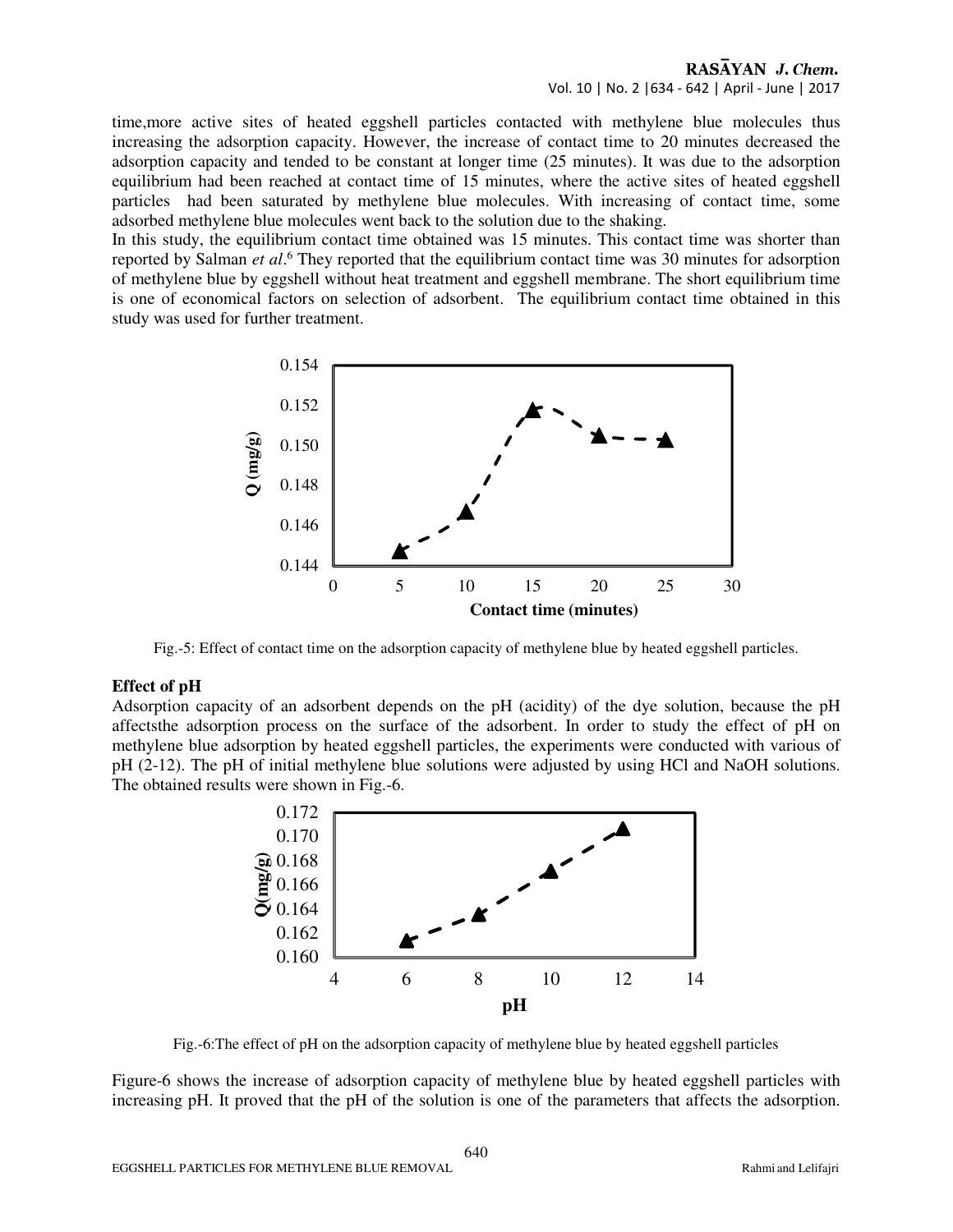time,more active sites of heated eggshell particles contacted with methylene blue molecules thus increasing the adsorption capacity. However, the increase of contact time to 20 minutes decreased the adsorption capacity and tended to be constant at longer time (25 minutes). It was due to the adsorption equilibrium had been reached at contact time of 15 minutes, where the active sites of heated eggshell particles had been saturated by methylene blue molecules. With increasing of contact time, some adsorbed methylene blue molecules went back to the solution due to the shaking.

In this study, the equilibrium contact time obtained was 15 minutes. This contact time was shorter than reported by Salman *et al*.[6] They reported that the equilibrium contact time was 30 minutes for adsorption of methylene blue by eggshell without heat treatment and eggshell membrane. The short equilibrium time is one of economical factors on selection of adsorbent. The equilibrium contact time obtained in this study was used for further treatment.

Fig.-5: Effect of contact time on the adsorption capacity of methylene blue by heated eggshell particles.

### Effect of pH

Adsorption capacity of an adsorbent depends on the pH (acidity) of the dye solution, because the pH affectsthe adsorption process on the surface of the adsorbent. In order to study the effect of pH on methylene blue adsorption by heated eggshell particles, the experiments were conducted with various of pH (2-12). The pH of initial methylene blue solutions were adjusted by using HCl and NaOH solutions. The obtained results were shown in Fig.-6.

Fig.-6:The effect of pH on the adsorption capacity of methylene blue by heated eggshell particles

Figure-6 shows the increase of adsorption capacity of methylene blue by heated eggshell particles with increasing pH. It proved that the pH of the solution is one of the parameters that affects the adsorption.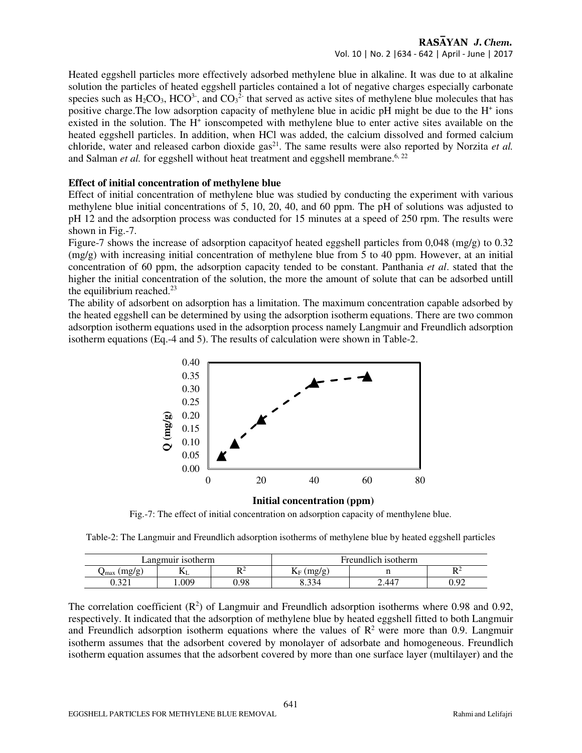Heated eggshell particles more effectively adsorbed methylene blue in alkaline. It was due to at alkaline solution the particles of heated eggshell particles contained a lot of negative charges especially carbonate species such as $H_2CO_3$, $HCO^{3-}$, and $CO_3^{2-}$ that served as active sites of methylene blue molecules that has positive charge.The low adsorption capacity of methylene blue in acidic pH might be due to the $H^+$ ions existed in the solution. The $H^+$ ionscompeted with methylene blue to enter active sites available on the heated eggshell particles. In addition, when HCl was added, the calcium dissolved and formed calcium chloride, water and released carbon dioxide gas[21]. The same results were also reported by Norzita *et al.* and Salman *et al.* for eggshell without heat treatment and eggshell membrane.[6, 22]

**Effect of initial concentration of methylene blue**

Effect of initial concentration of methylene blue was studied by conducting the experiment with various methylene blue initial concentrations of 5, 10, 20, 40, and 60 ppm. The pH of solutions was adjusted to pH 12 and the adsorption process was conducted for 15 minutes at a speed of 250 rpm. The results were shown in Fig.-7.

Figure-7 shows the increase of adsorption capacityof heated eggshell particles from 0,048 (mg/g) to 0.32 (mg/g) with increasing initial concentration of methylene blue from 5 to 40 ppm. However, at an initial concentration of 60 ppm, the adsorption capacity tended to be constant. Panthania *et al*. stated that the higher the initial concentration of the solution, the more the amount of solute that can be adsorbed untill the equilibrium reached.[23]

The ability of adsorbent on adsorption has a limitation. The maximum concentration capable adsorbed by the heated eggshell can be determined by using the adsorption isotherm equations. There are two common adsorption isotherm equations used in the adsorption process namely Langmuir and Freundlich adsorption isotherm equations (Eq.-4 and 5). The results of calculation were shown in Table-2.

Fig.-7: The effect of initial concentration on adsorption capacity of menthylene blue.

Table-2: The Langmuir and Freundlich adsorption isotherms of methylene blue by heated eggshell particles

| Langmuir isotherm | | | Freundlich isotherm | | |
|---|---|---|---|---|---|
| $Q_{max}$ (mg/g) | $K_L$ | $R^2$ | $K_F$ (mg/g) | n | $R^2$ |
| 0.321 | 1.009 | 0.98 | 8.334 | 2.447 | 0.92 |

The correlation coefficient ($R^2$) of Langmuir and Freundlich adsorption isotherms where 0.98 and 0.92, respectively. It indicated that the adsorption of methylene blue by heated eggshell fitted to both Langmuir and Freundlich adsorption isotherm equations where the values of $R^2$ were more than 0.9. Langmuir isotherm assumes that the adsorbent covered by monolayer of adsorbate and homogeneous. Freundlich isotherm equation assumes that the adsorbent covered by more than one surface layer (multilayer) and the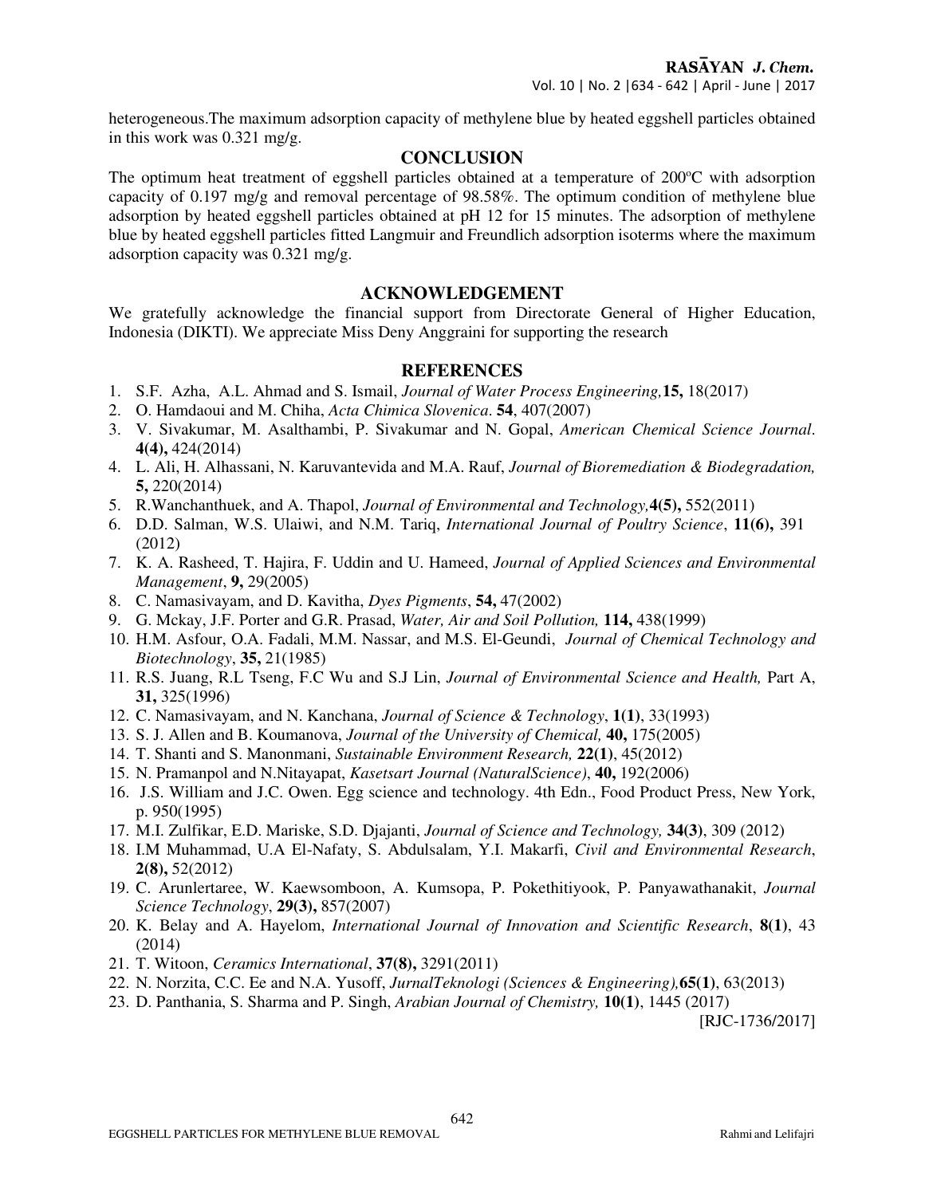heterogeneous.The maximum adsorption capacity of methylene blue by heated eggshell particles obtained in this work was 0.321 mg/g.

## CONCLUSION

The optimum heat treatment of eggshell particles obtained at a temperature of 200ºC with adsorption capacity of 0.197 mg/g and removal percentage of 98.58%. The optimum condition of methylene blue adsorption by heated eggshell particles obtained at pH 12 for 15 minutes. The adsorption of methylene blue by heated eggshell particles fitted Langmuir and Freundlich adsorption isoterms where the maximum adsorption capacity was 0.321 mg/g.

## ACKNOWLEDGEMENT

We gratefully acknowledge the financial support from Directorate General of Higher Education, Indonesia (DIKTI). We appreciate Miss Deny Anggraini for supporting the research

## REFERENCES

1. S.F. Azha, A.L. Ahmad and S. Ismail, *Journal of Water Process Engineering,* **15,** 18(2017)
2. O. Hamdaoui and M. Chiha, *Acta Chimica Slovenica*. **54**, 407(2007)
3. V. Sivakumar, M. Asalthambi, P. Sivakumar and N. Gopal, *American Chemical Science Journal*. **4(4),** 424(2014)
4. L. Ali, H. Alhassani, N. Karuvantevida and M.A. Rauf, *Journal of Bioremediation & Biodegradation,* **5,** 220(2014)
5. R.Wanchanthuek, and A. Thapol, *Journal of Environmental and Technology,* **4(5),** 552(2011)
6. D.D. Salman, W.S. Ulaiwi, and N.M. Tariq, *International Journal of Poultry Science*, **11(6),** 391 (2012)
7. K. A. Rasheed, T. Hajira, F. Uddin and U. Hameed, *Journal of Applied Sciences and Environmental Management*, **9,** 29(2005)
8. C. Namasivayam, and D. Kavitha, *Dyes Pigments*, **54,** 47(2002)
9. G. Mckay, J.F. Porter and G.R. Prasad, *Water, Air and Soil Pollution,* **114,** 438(1999)
10. H.M. Asfour, O.A. Fadali, M.M. Nassar, and M.S. El-Geundi, *Journal of Chemical Technology and Biotechnology*, **35,** 21(1985)
11. R.S. Juang, R.L Tseng, F.C Wu and S.J Lin, *Journal of Environmental Science and Health,* Part A, **31,** 325(1996)
12. C. Namasivayam, and N. Kanchana, *Journal of Science & Technology*, **1(1)**, 33(1993)
13. S. J. Allen and B. Koumanova, *Journal of the University of Chemical,* **40,** 175(2005)
14. T. Shanti and S. Manonmani, *Sustainable Environment Research,* **22(1)**, 45(2012)
15. N. Pramanpol and N.Nitayapat, *Kasetsart Journal (NaturalScience)*, **40,** 192(2006)
16. J.S. William and J.C. Owen. Egg science and technology. 4th Edn., Food Product Press, New York, p. 950(1995)
17. M.I. Zulfikar, E.D. Mariske, S.D. Djajanti, *Journal of Science and Technology,* **34(3)**, 309 (2012)
18. I.M Muhammad, U.A El-Nafaty, S. Abdulsalam, Y.I. Makarfi, *Civil and Environmental Research*, **2(8),** 52(2012)
19. C. Arunlertaree, W. Kaewsomboon, A. Kumsopa, P. Pokethitiyook, P. Panyawathanakit, *Journal Science Technology*, **29(3),** 857(2007)
20. K. Belay and A. Hayelom, *International Journal of Innovation and Scientific Research*, **8(1)**, 43 (2014)
21. T. Witoon, *Ceramics International*, **37(8),** 3291(2011)
22. N. Norzita, C.C. Ee and N.A. Yusoff, *JurnalTeknologi (Sciences & Engineering),* **65(1)**, 63(2013)
23. D. Panthania, S. Sharma and P. Singh, *Arabian Journal of Chemistry,* **10(1)**, 1445 (2017)

[RJC-1736/2017]